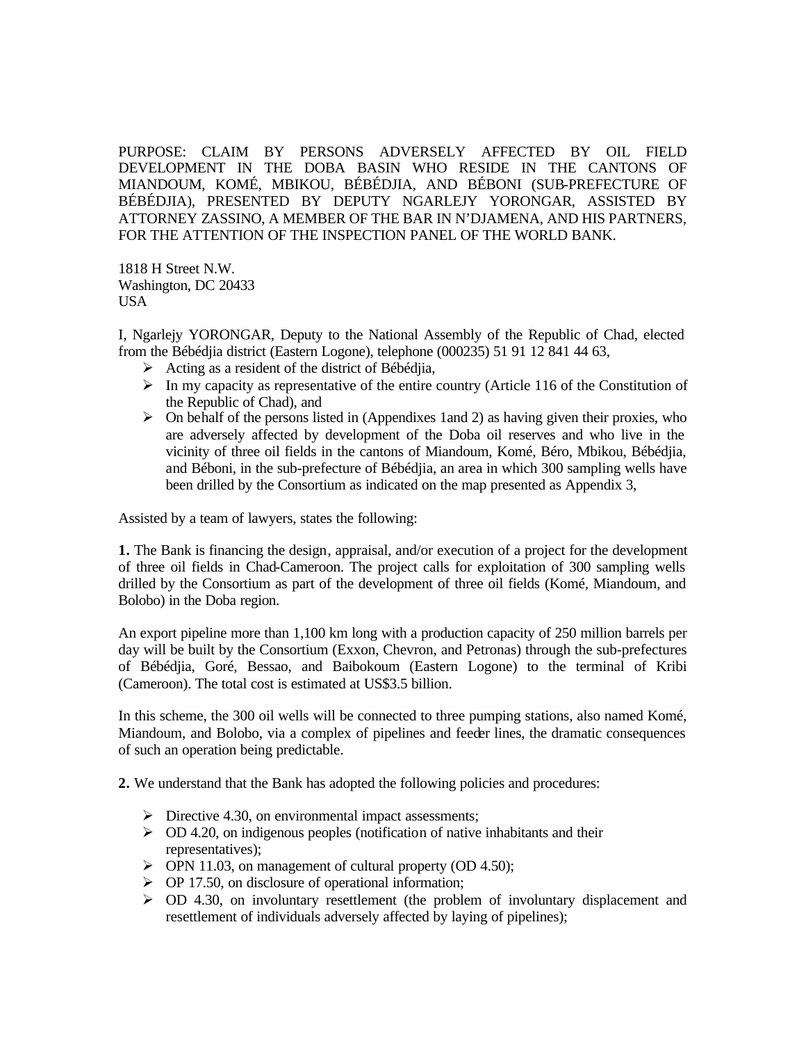PURPOSE: CLAIM BY PERSONS ADVERSELY AFFECTED BY OIL FIELD DEVELOPMENT IN THE DOBA BASIN WHO RESIDE IN THE CANTONS OF MIANDOUM, KOMÉ, MBIKOU, BÉBÉDJIA, AND BÉBONI (SUB-PREFECTURE OF BÉBÉDJIA), PRESENTED BY DEPUTY NGARLEJY YORONGAR, ASSISTED BY ATTORNEY ZASSINO, A MEMBER OF THE BAR IN N'DJAMENA, AND HIS PARTNERS, FOR THE ATTENTION OF THE INSPECTION PANEL OF THE WORLD BANK.

1818 H Street N.W.
Washington, DC 20433
USA

I, Ngarlejy YORONGAR, Deputy to the National Assembly of the Republic of Chad, elected from the Bébédjia district (Eastern Logone), telephone (000235) 51 91 12 841 44 63,

- Acting as a resident of the district of Bébédjia,
- In my capacity as representative of the entire country (Article 116 of the Constitution of the Republic of Chad), and
- On behalf of the persons listed in (Appendixes 1and 2) as having given their proxies, who are adversely affected by development of the Doba oil reserves and who live in the vicinity of three oil fields in the cantons of Miandoum, Komé, Béro, Mbikou, Bébédjia, and Béboni, in the sub-prefecture of Bébédjia, an area in which 300 sampling wells have been drilled by the Consortium as indicated on the map presented as Appendix 3,

Assisted by a team of lawyers, states the following:

**1.** The Bank is financing the design, appraisal, and/or execution of a project for the development of three oil fields in Chad-Cameroon. The project calls for exploitation of 300 sampling wells drilled by the Consortium as part of the development of three oil fields (Komé, Miandoum, and Bolobo) in the Doba region.

An export pipeline more than 1,100 km long with a production capacity of 250 million barrels per day will be built by the Consortium (Exxon, Chevron, and Petronas) through the sub-prefectures of Bébédjia, Goré, Bessao, and Baibokoum (Eastern Logone) to the terminal of Kribi (Cameroon). The total cost is estimated at US$3.5 billion.

In this scheme, the 300 oil wells will be connected to three pumping stations, also named Komé, Miandoum, and Bolobo, via a complex of pipelines and feeder lines, the dramatic consequences of such an operation being predictable.

**2.** We understand that the Bank has adopted the following policies and procedures:

- Directive 4.30, on environmental impact assessments;
- OD 4.20, on indigenous peoples (notification of native inhabitants and their representatives);
- OPN 11.03, on management of cultural property (OD 4.50);
- OP 17.50, on disclosure of operational information;
- OD 4.30, on involuntary resettlement (the problem of involuntary displacement and resettlement of individuals adversely affected by laying of pipelines);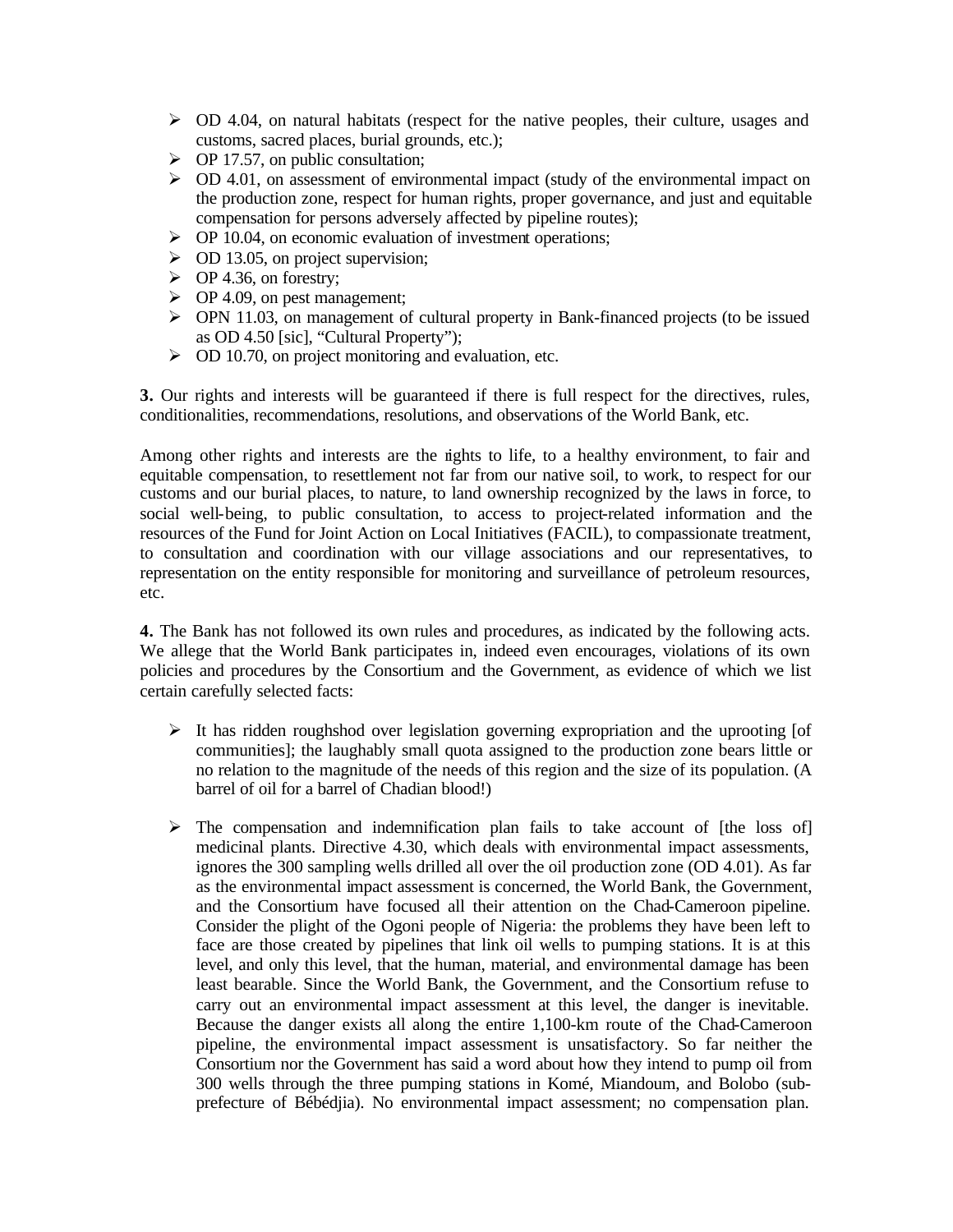- OD 4.04, on natural habitats (respect for the native peoples, their culture, usages and customs, sacred places, burial grounds, etc.);
- OP 17.57, on public consultation;
- OD 4.01, on assessment of environmental impact (study of the environmental impact on the production zone, respect for human rights, proper governance, and just and equitable compensation for persons adversely affected by pipeline routes);
- OP 10.04, on economic evaluation of investment operations;
- OD 13.05, on project supervision;
- OP 4.36, on forestry;
- OP 4.09, on pest management;
- OPN 11.03, on management of cultural property in Bank-financed projects (to be issued as OD 4.50 [sic], "Cultural Property");
- OD 10.70, on project monitoring and evaluation, etc.

**3.** Our rights and interests will be guaranteed if there is full respect for the directives, rules, conditionalities, recommendations, resolutions, and observations of the World Bank, etc.

Among other rights and interests are the rights to life, to a healthy environment, to fair and equitable compensation, to resettlement not far from our native soil, to work, to respect for our customs and our burial places, to nature, to land ownership recognized by the laws in force, to social well-being, to public consultation, to access to project-related information and the resources of the Fund for Joint Action on Local Initiatives (FACIL), to compassionate treatment, to consultation and coordination with our village associations and our representatives, to representation on the entity responsible for monitoring and surveillance of petroleum resources, etc.

**4.** The Bank has not followed its own rules and procedures, as indicated by the following acts. We allege that the World Bank participates in, indeed even encourages, violations of its own policies and procedures by the Consortium and the Government, as evidence of which we list certain carefully selected facts:

- It has ridden roughshod over legislation governing expropriation and the uprooting [of communities]; the laughably small quota assigned to the production zone bears little or no relation to the magnitude of the needs of this region and the size of its population. (A barrel of oil for a barrel of Chadian blood!)

- The compensation and indemnification plan fails to take account of [the loss of] medicinal plants. Directive 4.30, which deals with environmental impact assessments, ignores the 300 sampling wells drilled all over the oil production zone (OD 4.01). As far as the environmental impact assessment is concerned, the World Bank, the Government, and the Consortium have focused all their attention on the Chad-Cameroon pipeline. Consider the plight of the Ogoni people of Nigeria: the problems they have been left to face are those created by pipelines that link oil wells to pumping stations. It is at this level, and only this level, that the human, material, and environmental damage has been least bearable. Since the World Bank, the Government, and the Consortium refuse to carry out an environmental impact assessment at this level, the danger is inevitable. Because the danger exists all along the entire 1,100-km route of the Chad-Cameroon pipeline, the environmental impact assessment is unsatisfactory. So far neither the Consortium nor the Government has said a word about how they intend to pump oil from 300 wells through the three pumping stations in Komé, Miandoum, and Bolobo (sub-prefecture of Bébédjia). No environmental impact assessment; no compensation plan.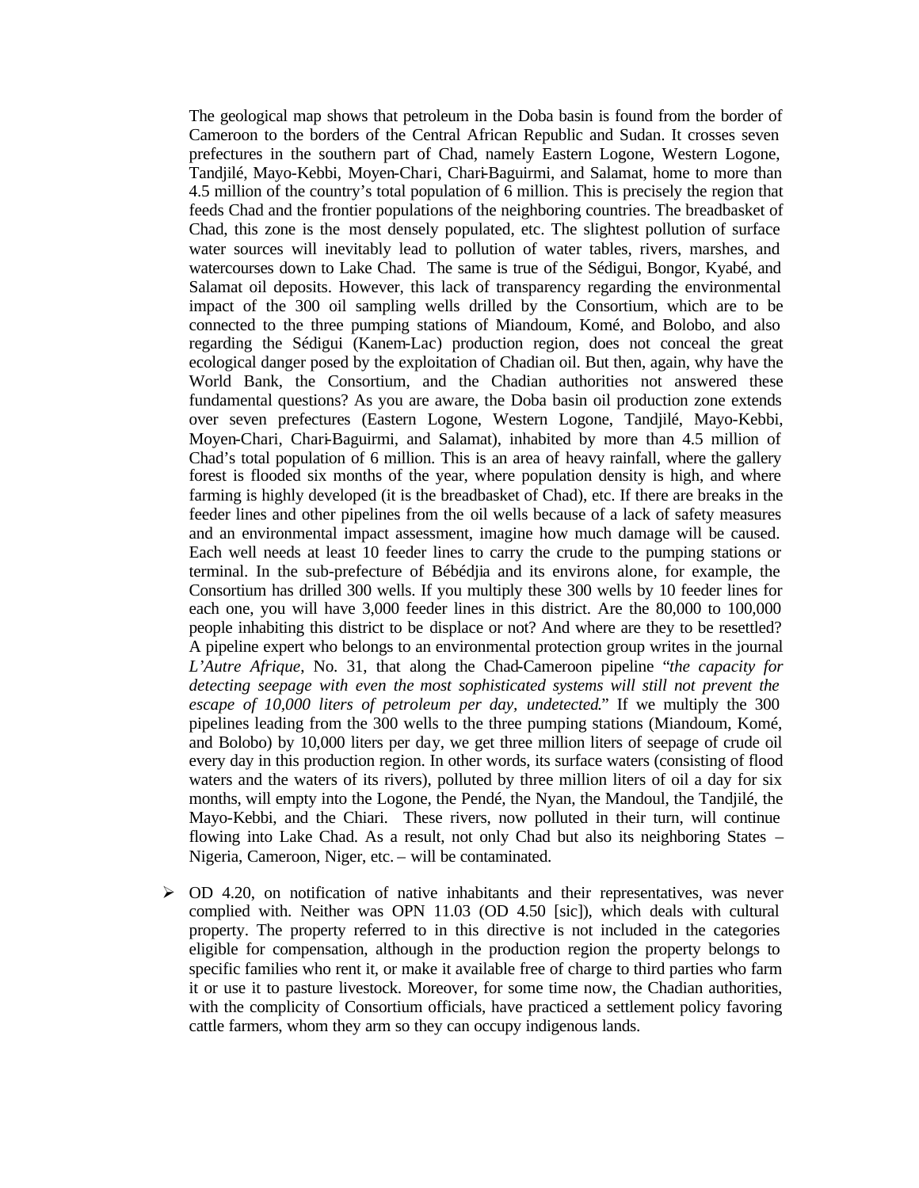The geological map shows that petroleum in the Doba basin is found from the border of Cameroon to the borders of the Central African Republic and Sudan. It crosses seven prefectures in the southern part of Chad, namely Eastern Logone, Western Logone, Tandjilé, Mayo-Kebbi, Moyen-Chari, Chari-Baguirmi, and Salamat, home to more than 4.5 million of the country's total population of 6 million. This is precisely the region that feeds Chad and the frontier populations of the neighboring countries. The breadbasket of Chad, this zone is the most densely populated, etc. The slightest pollution of surface water sources will inevitably lead to pollution of water tables, rivers, marshes, and watercourses down to Lake Chad. The same is true of the Sédigui, Bongor, Kyabé, and Salamat oil deposits. However, this lack of transparency regarding the environmental impact of the 300 oil sampling wells drilled by the Consortium, which are to be connected to the three pumping stations of Miandoum, Komé, and Bolobo, and also regarding the Sédigui (Kanem-Lac) production region, does not conceal the great ecological danger posed by the exploitation of Chadian oil. But then, again, why have the World Bank, the Consortium, and the Chadian authorities not answered these fundamental questions? As you are aware, the Doba basin oil production zone extends over seven prefectures (Eastern Logone, Western Logone, Tandjilé, Mayo-Kebbi, Moyen-Chari, Chari-Baguirmi, and Salamat), inhabited by more than 4.5 million of Chad's total population of 6 million. This is an area of heavy rainfall, where the gallery forest is flooded six months of the year, where population density is high, and where farming is highly developed (it is the breadbasket of Chad), etc. If there are breaks in the feeder lines and other pipelines from the oil wells because of a lack of safety measures and an environmental impact assessment, imagine how much damage will be caused. Each well needs at least 10 feeder lines to carry the crude to the pumping stations or terminal. In the sub-prefecture of Bébédjia and its environs alone, for example, the Consortium has drilled 300 wells. If you multiply these 300 wells by 10 feeder lines for each one, you will have 3,000 feeder lines in this district. Are the 80,000 to 100,000 people inhabiting this district to be displace or not? And where are they to be resettled? A pipeline expert who belongs to an environmental protection group writes in the journal *L'Autre Afrique*, No. 31, that along the Chad-Cameroon pipeline "*the capacity for detecting seepage with even the most sophisticated systems will still not prevent the escape of 10,000 liters of petroleum per day, undetected*." If we multiply the 300 pipelines leading from the 300 wells to the three pumping stations (Miandoum, Komé, and Bolobo) by 10,000 liters per day, we get three million liters of seepage of crude oil every day in this production region. In other words, its surface waters (consisting of flood waters and the waters of its rivers), polluted by three million liters of oil a day for six months, will empty into the Logone, the Pendé, the Nyan, the Mandoul, the Tandjilé, the Mayo-Kebbi, and the Chiari. These rivers, now polluted in their turn, will continue flowing into Lake Chad. As a result, not only Chad but also its neighboring States – Nigeria, Cameroon, Niger, etc. – will be contaminated.

- OD 4.20, on notification of native inhabitants and their representatives, was never complied with. Neither was OPN 11.03 (OD 4.50 [sic]), which deals with cultural property. The property referred to in this directive is not included in the categories eligible for compensation, although in the production region the property belongs to specific families who rent it, or make it available free of charge to third parties who farm it or use it to pasture livestock. Moreover, for some time now, the Chadian authorities, with the complicity of Consortium officials, have practiced a settlement policy favoring cattle farmers, whom they arm so they can occupy indigenous lands.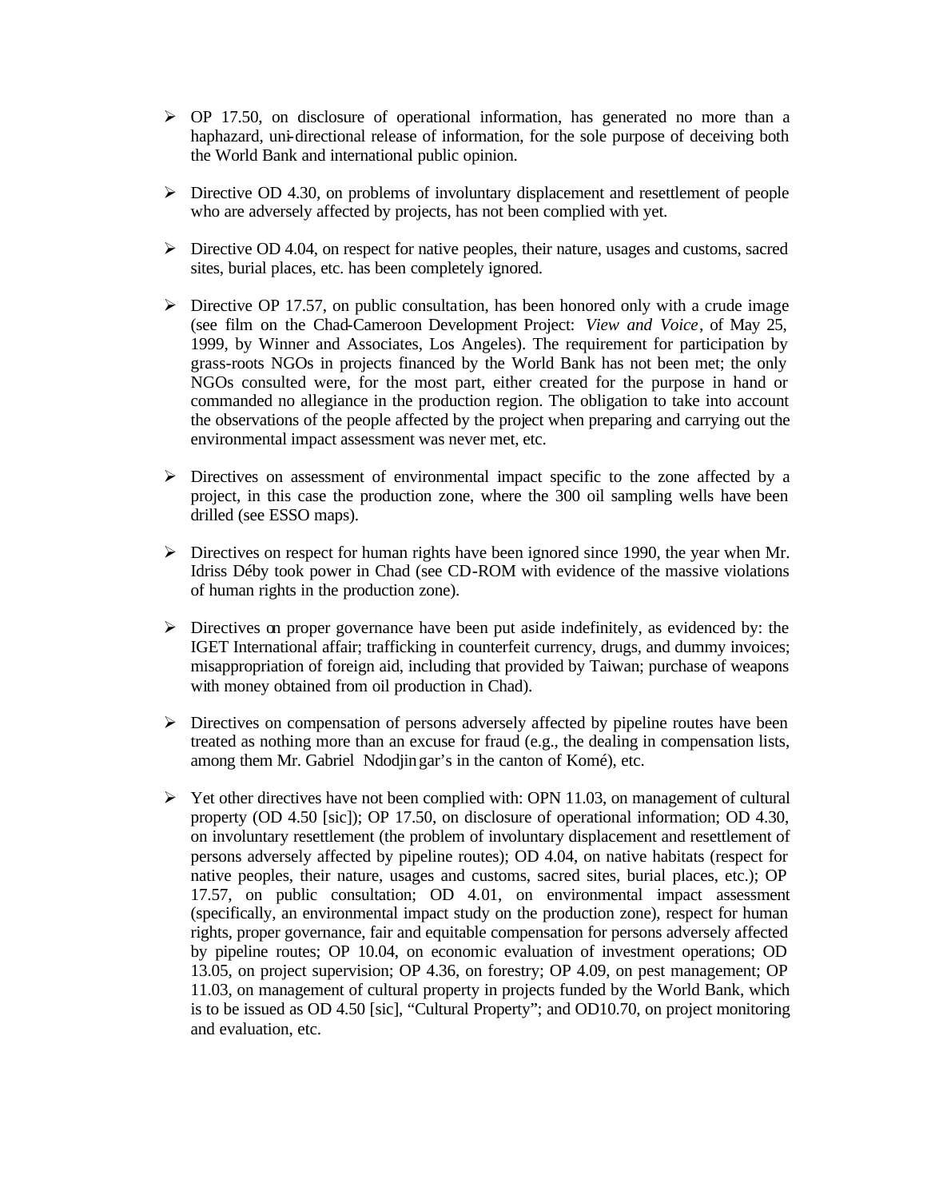- OP 17.50, on disclosure of operational information, has generated no more than a haphazard, uni-directional release of information, for the sole purpose of deceiving both the World Bank and international public opinion.

- Directive OD 4.30, on problems of involuntary displacement and resettlement of people who are adversely affected by projects, has not been complied with yet.

- Directive OD 4.04, on respect for native peoples, their nature, usages and customs, sacred sites, burial places, etc. has been completely ignored.

- Directive OP 17.57, on public consultation, has been honored only with a crude image (see film on the Chad-Cameroon Development Project: *View and Voice*, of May 25, 1999, by Winner and Associates, Los Angeles). The requirement for participation by grass-roots NGOs in projects financed by the World Bank has not been met; the only NGOs consulted were, for the most part, either created for the purpose in hand or commanded no allegiance in the production region. The obligation to take into account the observations of the people affected by the project when preparing and carrying out the environmental impact assessment was never met, etc.

- Directives on assessment of environmental impact specific to the zone affected by a project, in this case the production zone, where the 300 oil sampling wells have been drilled (see ESSO maps).

- Directives on respect for human rights have been ignored since 1990, the year when Mr. Idriss Déby took power in Chad (see CD-ROM with evidence of the massive violations of human rights in the production zone).

- Directives on proper governance have been put aside indefinitely, as evidenced by: the IGET International affair; trafficking in counterfeit currency, drugs, and dummy invoices; misappropriation of foreign aid, including that provided by Taiwan; purchase of weapons with money obtained from oil production in Chad).

- Directives on compensation of persons adversely affected by pipeline routes have been treated as nothing more than an excuse for fraud (e.g., the dealing in compensation lists, among them Mr. Gabriel Ndodjingar's in the canton of Komé), etc.

- Yet other directives have not been complied with: OPN 11.03, on management of cultural property (OD 4.50 [sic]); OP 17.50, on disclosure of operational information; OD 4.30, on involuntary resettlement (the problem of involuntary displacement and resettlement of persons adversely affected by pipeline routes); OD 4.04, on native habitats (respect for native peoples, their nature, usages and customs, sacred sites, burial places, etc.); OP 17.57, on public consultation; OD 4.01, on environmental impact assessment (specifically, an environmental impact study on the production zone), respect for human rights, proper governance, fair and equitable compensation for persons adversely affected by pipeline routes; OP 10.04, on economic evaluation of investment operations; OD 13.05, on project supervision; OP 4.36, on forestry; OP 4.09, on pest management; OP 11.03, on management of cultural property in projects funded by the World Bank, which is to be issued as OD 4.50 [sic], "Cultural Property"; and OD10.70, on project monitoring and evaluation, etc.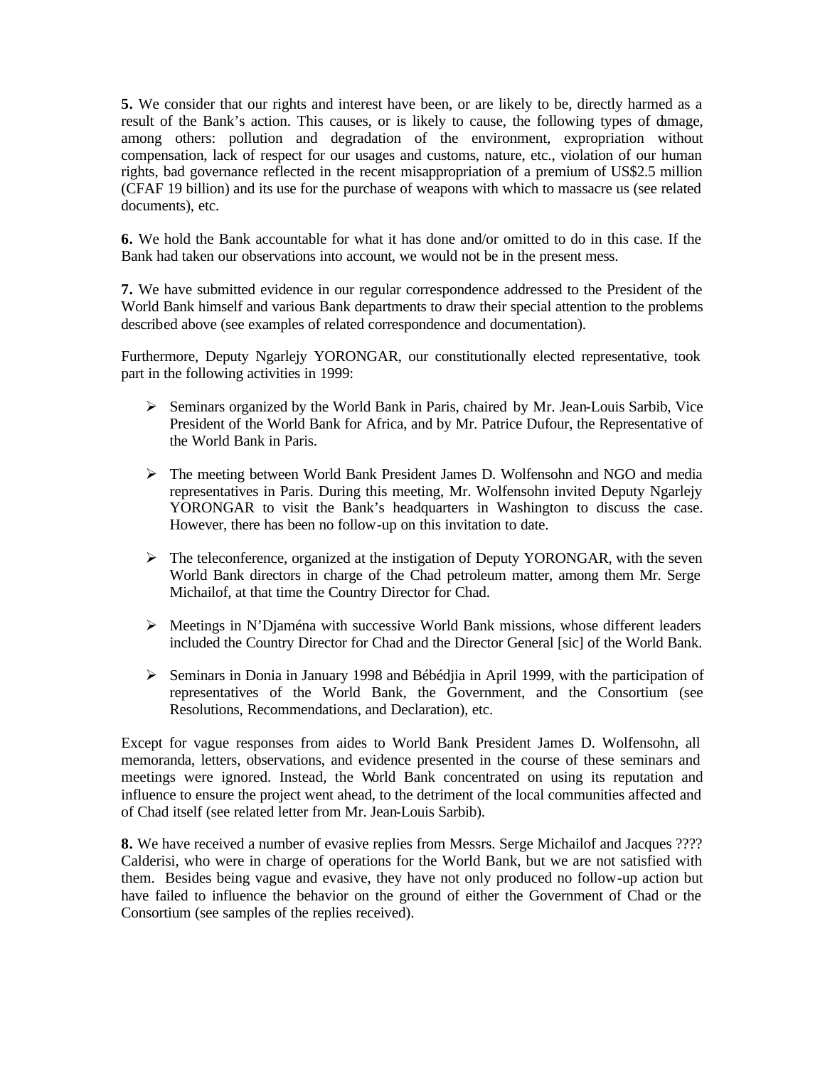**5.** We consider that our rights and interest have been, or are likely to be, directly harmed as a result of the Bank's action. This causes, or is likely to cause, the following types of damage, among others: pollution and degradation of the environment, expropriation without compensation, lack of respect for our usages and customs, nature, etc., violation of our human rights, bad governance reflected in the recent misappropriation of a premium of US$2.5 million (CFAF 19 billion) and its use for the purchase of weapons with which to massacre us (see related documents), etc.

**6.** We hold the Bank accountable for what it has done and/or omitted to do in this case. If the Bank had taken our observations into account, we would not be in the present mess.

**7.** We have submitted evidence in our regular correspondence addressed to the President of the World Bank himself and various Bank departments to draw their special attention to the problems described above (see examples of related correspondence and documentation).

Furthermore, Deputy Ngarlejy YORONGAR, our constitutionally elected representative, took part in the following activities in 1999:

- Seminars organized by the World Bank in Paris, chaired by Mr. Jean-Louis Sarbib, Vice President of the World Bank for Africa, and by Mr. Patrice Dufour, the Representative of the World Bank in Paris.

- The meeting between World Bank President James D. Wolfensohn and NGO and media representatives in Paris. During this meeting, Mr. Wolfensohn invited Deputy Ngarlejy YORONGAR to visit the Bank's headquarters in Washington to discuss the case. However, there has been no follow-up on this invitation to date.

- The teleconference, organized at the instigation of Deputy YORONGAR, with the seven World Bank directors in charge of the Chad petroleum matter, among them Mr. Serge Michailof, at that time the Country Director for Chad.

- Meetings in N'Djaména with successive World Bank missions, whose different leaders included the Country Director for Chad and the Director General [sic] of the World Bank.

- Seminars in Donia in January 1998 and Bébédjia in April 1999, with the participation of representatives of the World Bank, the Government, and the Consortium (see Resolutions, Recommendations, and Declaration), etc.

Except for vague responses from aides to World Bank President James D. Wolfensohn, all memoranda, letters, observations, and evidence presented in the course of these seminars and meetings were ignored. Instead, the World Bank concentrated on using its reputation and influence to ensure the project went ahead, to the detriment of the local communities affected and of Chad itself (see related letter from Mr. Jean-Louis Sarbib).

**8.** We have received a number of evasive replies from Messrs. Serge Michailof and Jacques ???? Calderisi, who were in charge of operations for the World Bank, but we are not satisfied with them. Besides being vague and evasive, they have not only produced no follow-up action but have failed to influence the behavior on the ground of either the Government of Chad or the Consortium (see samples of the replies received).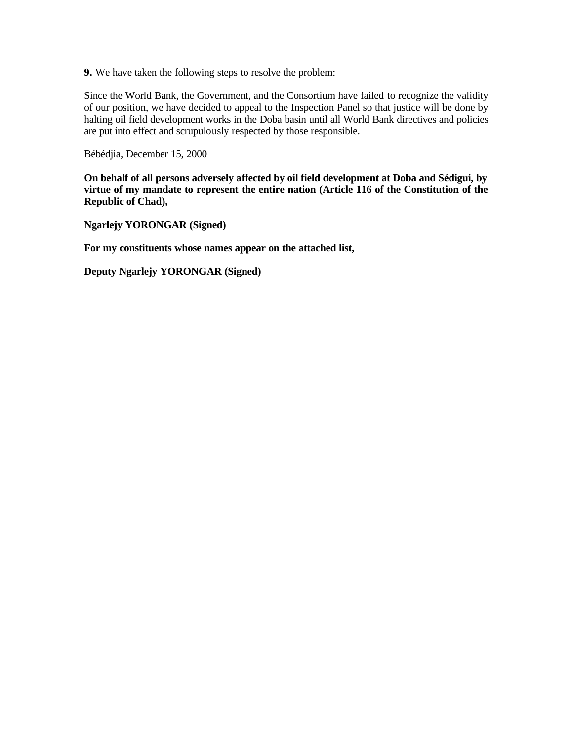**9.** We have taken the following steps to resolve the problem:

Since the World Bank, the Government, and the Consortium have failed to recognize the validity of our position, we have decided to appeal to the Inspection Panel so that justice will be done by halting oil field development works in the Doba basin until all World Bank directives and policies are put into effect and scrupulously respected by those responsible.

Bébédjia, December 15, 2000

**On behalf of all persons adversely affected by oil field development at Doba and Sédigui, by virtue of my mandate to represent the entire nation (Article 116 of the Constitution of the Republic of Chad),**

**Ngarlejy YORONGAR (Signed)**

**For my constituents whose names appear on the attached list,**

**Deputy Ngarlejy YORONGAR (Signed)**